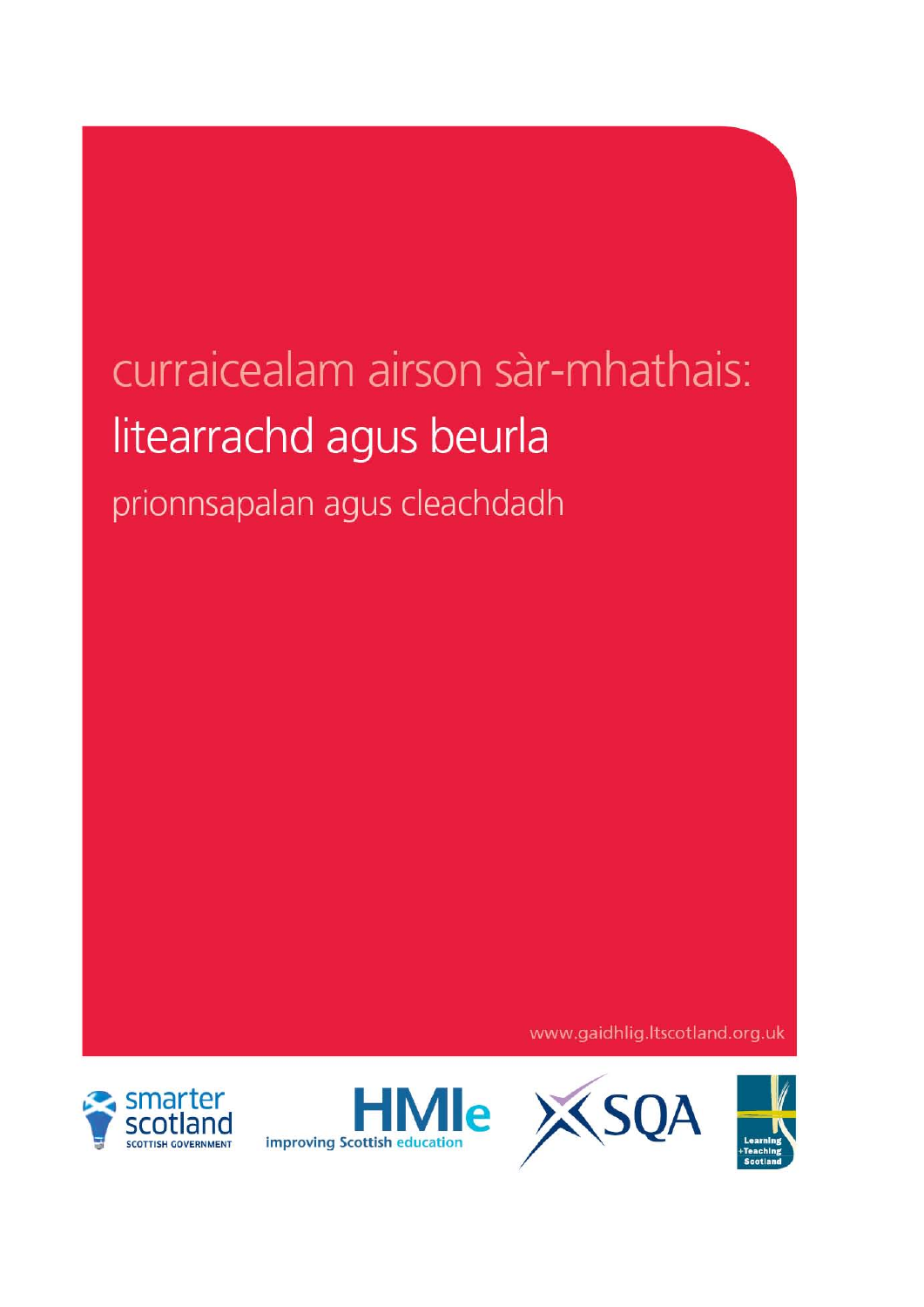# curraicealam airson sàr-mhathais:

# litearrachd agus beurla

## prionnsapalan agus cleachdadh

www.gaidhlig.ltscotland.org.uk

smarter scotland
SCOTTISH GOVERNMENT

HMIe
improving Scottish education

SQA

Learning
+Teaching
Scotland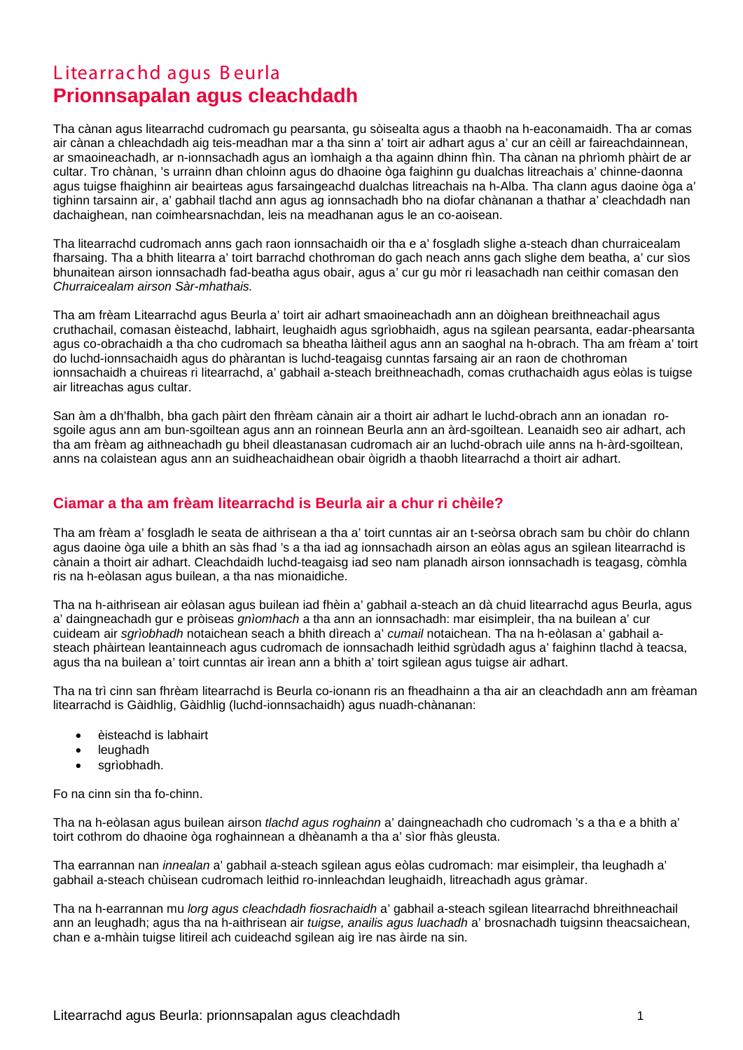# Litearrachd agus Beurla
# **Prionnsapalan agus cleachdadh**

Tha cànan agus litearrachd cudromach gu pearsanta, gu sòisealta agus a thaobh na h-eaconamaidh. Tha ar comas air cànan a chleachdadh aig teis-meadhan mar a tha sinn a' toirt air adhart agus a' cur an cèill ar faireachdainnean, ar smaoineachadh, ar n-ionnsachadh agus an ìomhaigh a tha againn dhinn fhìn. Tha cànan na phrìomh phàirt de ar cultar. Tro chànan, 's urrainn dhan chloinn agus do dhaoine òga faighinn gu dualchas litreachais a' chinne-daonna agus tuigse fhaighinn air beairteas agus farsaingeachd dualchas litreachais na h-Alba. Tha clann agus daoine òga a' tighinn tarsainn air, a' gabhail tlachd ann agus ag ionnsachadh bho na diofar chànanan a thathar a' cleachdadh nan dachaighean, nan coimhearsnachdan, leis na meadhanan agus le an co-aoisean.

Tha litearrachd cudromach anns gach raon ionnsachaidh oir tha e a' fosgladh slighe a-steach dhan churraicealam fharsaing. Tha a bhith litearra a' toirt barrachd chothroman do gach neach anns gach slighe dem beatha, a' cur sìos bhunaitean airson ionnsachadh fad-beatha agus obair, agus a' cur gu mòr ri leasachadh nan ceithir comasan den *Churraicealam airson Sàr-mhathais.*

Tha am frèam Litearrachd agus Beurla a' toirt air adhart smaoineachadh ann an dòighean breithneachail agus cruthachail, comasan èisteachd, labhairt, leughaidh agus sgrìobhaidh, agus na sgilean pearsanta, eadar-phearsanta agus co-obrachaidh a tha cho cudromach sa bheatha làitheil agus ann an saoghal na h-obrach. Tha am frèam a' toirt do luchd-ionnsachaidh agus do phàrantan is luchd-teagaisg cunntas farsaing air an raon de chothroman ionnsachaidh a chuireas ri litearrachd, a' gabhail a-steach breithneachadh, comas cruthachaidh agus eòlas is tuigse air litreachas agus cultar.

San àm a dh'fhalbh, bha gach pàirt den fhrèam cànain air a thoirt air adhart le luchd-obrach ann an ionadan ro-sgoile agus ann am bun-sgoiltean agus ann an roinnean Beurla ann an àrd-sgoiltean. Leanaidh seo air adhart, ach tha am frèam ag aithneachadh gu bheil dleastanasan cudromach air an luchd-obrach uile anns na h-àrd-sgoiltean, anns na colaistean agus ann an suidheachaidhean obair òigridh a thaobh litearrachd a thoirt air adhart.

## **Ciamar a tha am frèam litearrachd is Beurla air a chur ri chèile?**

Tha am frèam a' fosgladh le seata de aithrisean a tha a' toirt cunntas air an t-seòrsa obrach sam bu chòir do chlann agus daoine òga uile a bhith an sàs fhad 's a tha iad ag ionnsachadh airson an eòlas agus an sgilean litearrachd is cànain a thoirt air adhart. Cleachdaidh luchd-teagaisg iad seo nam planadh airson ionnsachadh is teagasg, còmhla ris na h-eòlasan agus builean, a tha nas mionaidiche.

Tha na h-aithrisean air eòlasan agus builean iad fhèin a' gabhail a-steach an dà chuid litearrachd agus Beurla, agus a' daingneachadh gur e pròiseas *gnìomhach* a tha ann an ionnsachadh: mar eisimpleir, tha na builean a' cur cuideam air *sgrìobhadh* notaichean seach a bhith dìreach a' *cumail* notaichean. Tha na h-eòlasan a' gabhail a-steach phàirtean leantainneach agus cudromach de ionnsachadh leithid sgrùdadh agus a' faighinn tlachd à teacsa, agus tha na builean a' toirt cunntas air ìrean ann a bhith a' toirt sgilean agus tuigse air adhart.

Tha na trì cinn san fhrèam litearrachd is Beurla co-ionann ris an fheadhainn a tha air an cleachdadh ann am frèaman litearrachd is Gàidhlig, Gàidhlig (luchd-ionnsachaidh) agus nuadh-chànanan:

- èisteachd is labhairt
- leughadh
- sgrìobhadh.

Fo na cinn sin tha fo-chinn.

Tha na h-eòlasan agus builean airson *tlachd agus roghainn* a' daingneachadh cho cudromach 's a tha e a bhith a' toirt cothrom do dhaoine òga roghainnean a dhèanamh a tha a' sìor fhàs gleusta.

Tha earrannan nan *innealan* a' gabhail a-steach sgilean agus eòlas cudromach: mar eisimpleir, tha leughadh a' gabhail a-steach chùisean cudromach leithid ro-innleachdan leughaidh, litreachadh agus gràmar.

Tha na h-earrannan mu *lorg agus cleachdadh fiosrachaidh* a' gabhail a-steach sgilean litearrachd bhreithneachail ann an leughadh; agus tha na h-aithrisean air *tuigse, anailis agus luachadh* a' brosnachadh tuigsinn theacsaichean, chan e a-mhàin tuigse litireil ach cuideachd sgilean aig ìre nas àirde na sin.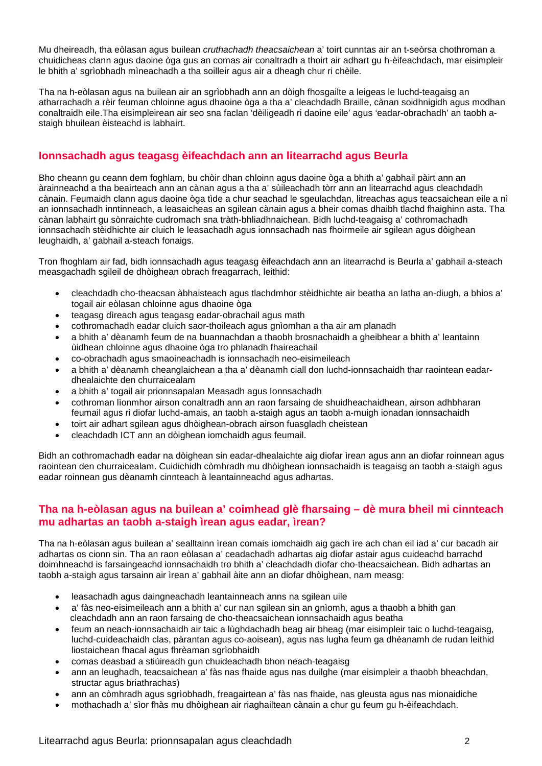Mu dheireadh, tha eòlasan agus builean *cruthachadh theacsaichean* a' toirt cunntas air an t-seòrsa chothroman a chuidicheas clann agus daoine òga gus an comas air conaltradh a thoirt air adhart gu h-èifeachdach, mar eisimpleir le bhith a' sgrìobhadh mìneachadh a tha soilleir agus air a dheagh chur ri chèile.

Tha na h-eòlasan agus na builean air an sgrìobhadh ann an dòigh fhosgailte a leigeas le luchd-teagaisg an atharrachadh a rèir feuman chloinne agus dhaoine òga a tha a' cleachdadh Braille, cànan soidhnigidh agus modhan conaltraidh eile.Tha eisimpleirean air seo sna faclan 'dèiligeadh ri daoine eile' agus 'eadar-obrachadh' an taobh a-staigh bhuilean èisteachd is labhairt.

## Ionnsachadh agus teagasg èifeachdach ann an litearrachd agus Beurla

Bho cheann gu ceann dem foghlam, bu chòir dhan chloinn agus daoine òga a bhith a' gabhail pàirt ann an àrainneachd a tha beairteach ann an cànan agus a tha a' sùileachadh tòrr ann an litearrachd agus cleachdadh cànain. Feumaidh clann agus daoine òga tìde a chur seachad le sgeulachdan, litreachas agus teacsaichean eile a nì an ionnsachadh inntinneach, a leasaicheas an sgilean cànain agus a bheir comas dhaibh tlachd fhaighinn asta. Tha cànan labhairt gu sònraichte cudromach sna tràth-bhliadhnaichean. Bidh luchd-teagaisg a' cothromachadh ionnsachadh stèidhichte air cluich le leasachadh agus ionnsachadh nas fhoirmeile air sgilean agus dòighean leughaidh, a' gabhail a-steach fonaigs.

Tron fhoghlam air fad, bidh ionnsachadh agus teagasg èifeachdach ann an litearrachd is Beurla a' gabhail a-steach measgachadh sgileil de dhòighean obrach freagarrach, leithid:

- cleachdadh cho-theacsan àbhaisteach agus tlachdmhor stèidhichte air beatha an latha an-diugh, a bhios a' togail air eòlasan chloinne agus dhaoine òga
- teagasg dìreach agus teagasg eadar-obrachail agus math
- cothromachadh eadar cluich saor-thoileach agus gnìomhan a tha air am planadh
- a bhith a' dèanamh feum de na buannachdan a thaobh brosnachaidh a gheibhear a bhith a' leantainn ùidhean chloinne agus dhaoine òga tro phlanadh fhaireachail
- co-obrachadh agus smaoineachadh is ionnsachadh neo-eisimeileach
- a bhith a' dèanamh cheanglaichean a tha a' dèanamh ciall don luchd-ionnsachaidh thar raointean eadar-dhealaichte den churraicealam
- a bhith a' togail air prionnsapalan Measadh agus Ionnsachadh
- cothroman lìonmhor airson conaltradh ann an raon farsaing de shuidheachaidhean, airson adhbharan feumail agus ri diofar luchd-amais, an taobh a-staigh agus an taobh a-muigh ionadan ionnsachaidh
- toirt air adhart sgilean agus dhòighean-obrach airson fuasgladh cheistean
- cleachdadh ICT ann an dòighean iomchaidh agus feumail.

Bidh an cothromachadh eadar na dòighean sin eadar-dhealaichte aig diofar ìrean agus ann an diofar roinnean agus raointean den churraicealam. Cuidichidh còmhradh mu dhòighean ionnsachaidh is teagaisg an taobh a-staigh agus eadar roinnean gus dèanamh cinnteach à leantainneachd agus adhartas.

## Tha na h-eòlasan agus na builean a' coimhead glè fharsaing – dè mura bheil mi cinnteach mu adhartas an taobh a-staigh ìrean agus eadar, ìrean?

Tha na h-eòlasan agus builean a' sealltainn ìrean comais iomchaidh aig gach ìre ach chan eil iad a' cur bacadh air adhartas os cionn sin. Tha an raon eòlasan a' ceadachadh adhartas aig diofar astair agus cuideachd barrachd doimhneachd is farsaingeachd ionnsachaidh tro bhith a' cleachdadh diofar cho-theacsaichean. Bidh adhartas an taobh a-staigh agus tarsainn air ìrean a' gabhail àite ann an diofar dhòighean, nam measg:

- leasachadh agus daingneachadh leantainneach anns na sgilean uile
- a' fàs neo-eisimeileach ann a bhith a' cur nan sgilean sin an gnìomh, agus a thaobh a bhith gan cleachdadh ann an raon farsaing de cho-theacsaichean ionnsachaidh agus beatha
- feum an neach-ionnsachaidh air taic a lùghdachadh beag air bheag (mar eisimpleir taic o luchd-teagaisg, luchd-cuideachaidh clas, pàrantan agus co-aoisean), agus nas lugha feum ga dhèanamh de rudan leithid liostaichean fhacal agus fhrèaman sgrìobhaidh
- comas deasbad a stiùireadh gun chuideachadh bhon neach-teagaisg
- ann an leughadh, teacsaichean a' fàs nas fhaide agus nas duilghe (mar eisimpleir a thaobh bheachdan, structar agus briathrachas)
- ann an còmhradh agus sgrìobhadh, freagairtean a' fàs nas fhaide, nas gleusta agus nas mionaidiche
- mothachadh a' sìor fhàs mu dhòighean air riaghailtean cànain a chur gu feum gu h-èifeachdach.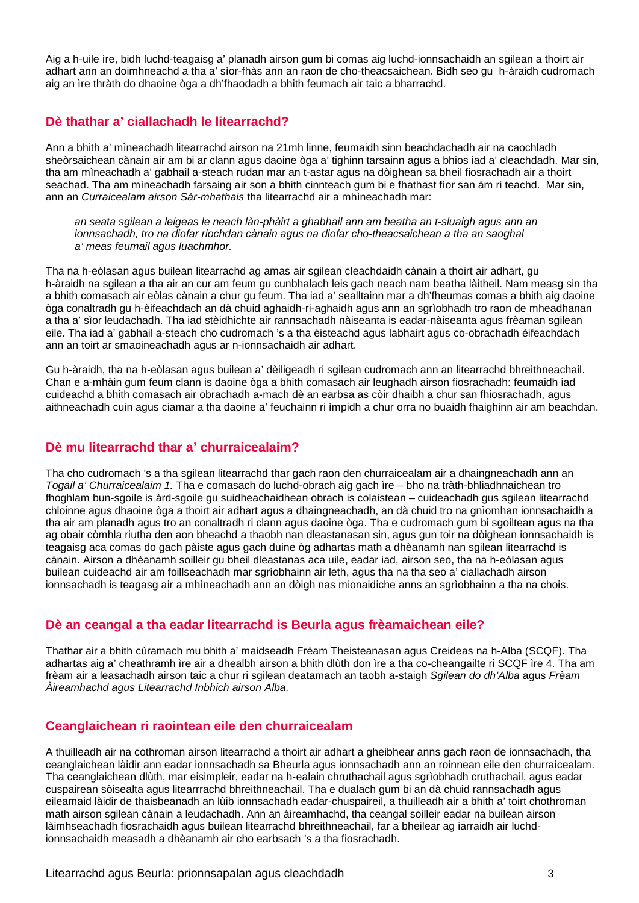Aig a h-uile ìre, bidh luchd-teagaisg a' planadh airson gum bi comas aig luchd-ionnsachaidh an sgilean a thoirt air adhart ann an doimhneachd a tha a' sìor-fhàs ann an raon de cho-theacsaichean. Bidh seo gu h-àraidh cudromach aig an ìre thràth do dhaoine òga a dh'fhaodadh a bhith feumach air taic a bharrachd.

## Dè thathar a' ciallachadh le litearrachd?

Ann a bhith a' mìneachadh litearrachd airson na 21mh linne, feumaidh sinn beachdachadh air na caochladh sheòrsaichean cànain air am bi ar clann agus daoine òga a' tighinn tarsainn agus a bhios iad a' cleachdadh. Mar sin, tha am mìneachadh a' gabhail a-steach rudan mar an t-astar agus na dòighean sa bheil fiosrachadh air a thoirt seachad. Tha am mìneachadh farsaing air son a bhith cinnteach gum bi e fhathast fìor san àm ri teachd. Mar sin, ann an *Curraicealam airson Sàr-mhathais* tha litearrachd air a mhìneachadh mar:

> *an seata sgilean a leigeas le neach làn-phàirt a ghabhail ann am beatha an t-sluaigh agus ann an ionnsachadh, tro na diofar riochdan cànain agus na diofar cho-theacsaichean a tha an saoghal a' meas feumail agus luachmhor.*

Tha na h-eòlasan agus builean litearrachd ag amas air sgilean cleachdaidh cànain a thoirt air adhart, gu h-àraidh na sgilean a tha air an cur am feum gu cunbhalach leis gach neach nam beatha làitheil. Nam measg sin tha a bhith comasach air eòlas cànain a chur gu feum. Tha iad a' sealltainn mar a dh'fheumas comas a bhith aig daoine òga conaltradh gu h-èifeachdach an dà chuid aghaidh-ri-aghaidh agus ann an sgrìobhadh tro raon de mheadhanan a tha a' sìor leudachadh. Tha iad stèidhichte air rannsachadh nàiseanta is eadar-nàiseanta agus frèaman sgilean eile. Tha iad a' gabhail a-steach cho cudromach 's a tha èisteachd agus labhairt agus co-obrachadh èifeachdach ann an toirt ar smaoineachadh agus ar n-ionnsachaidh air adhart.

Gu h-àraidh, tha na h-eòlasan agus builean a' dèiligeadh ri sgilean cudromach ann an litearrachd bhreithneachail. Chan e a-mhàin gum feum clann is daoine òga a bhith comasach air leughadh airson fiosrachadh: feumaidh iad cuideachd a bhith comasach air obrachadh a-mach dè an earbsa as còir dhaibh a chur san fhiosrachadh, agus aithneachadh cuin agus ciamar a tha daoine a' feuchainn ri ìmpidh a chur orra no buaidh fhaighinn air am beachdan.

## Dè mu litearrachd thar a' churraicealaim?

Tha cho cudromach 's a tha sgilean litearrachd thar gach raon den churraicealam air a dhaingneachadh ann an *Togail a' Churraicealaim 1.* Tha e comasach do luchd-obrach aig gach ìre – bho na tràth-bhliadhnaichean tro fhoghlam bun-sgoile is àrd-sgoile gu suidheachaidhean obrach is colaistean – cuideachadh gus sgilean litearrachd chloinne agus dhaoine òga a thoirt air adhart agus a dhaingneachadh, an dà chuid tro na gnìomhan ionnsachaidh a tha air am planadh agus tro an conaltradh ri clann agus daoine òga. Tha e cudromach gum bi sgoiltean agus na tha ag obair còmhla riutha den aon bheachd a thaobh nan dleastanasan sin, agus gun toir na dòighean ionnsachaidh is teagaisg aca comas do gach pàiste agus gach duine òg adhartas math a dhèanamh nan sgilean litearrachd is cànain. Airson a dhèanamh soilleir gu bheil dleastanas aca uile, eadar iad, airson seo, tha na h-eòlasan agus builean cuideachd air am foillseachadh mar sgrìobhainn air leth, agus tha na tha seo a' ciallachadh airson ionnsachadh is teagasg air a mhìneachadh ann an dòigh nas mionaidiche anns an sgrìobhainn a tha na chois.

## Dè an ceangal a tha eadar litearrachd is Beurla agus frèamaichean eile?

Thathar air a bhith cùramach mu bhith a' maidseadh Frèam Theisteanasan agus Creideas na h-Alba (SCQF). Tha adhartas aig a' cheathramh ìre air a dhealbh airson a bhith dlùth don ìre a tha co-cheangailte ri SCQF ìre 4. Tha am frèam air a leasachadh airson taic a chur ri sgilean deatamach an taobh a-staigh *Sgilean do dh'Alba* agus *Frèam Àireamhachd agus Litearrachd Inbhich airson Alba.*

## Ceanglaichean ri raointean eile den churraicealam

A thuilleadh air na cothroman airson litearrachd a thoirt air adhart a gheibhear anns gach raon de ionnsachadh, tha ceanglaichean làidir ann eadar ionnsachadh sa Bheurla agus ionnsachadh ann an roinnean eile den churraicealam. Tha ceanglaichean dlùth, mar eisimpleir, eadar na h-ealain chruthachail agus sgrìobhadh cruthachail, agus eadar cuspairean sòisealta agus litearrrachd bhreithneachail. Tha e dualach gum bi an dà chuid rannsachadh agus eileamaid làidir de thaisbeanadh an lùib ionnsachadh eadar-chuspaireil, a thuilleadh air a bhith a' toirt chothroman math airson sgilean cànain a leudachadh. Ann an àireamhachd, tha ceangal soilleir eadar na builean airson làimhseachadh fiosrachaidh agus builean litearrachd bhreithneachail, far a bheilear ag iarraidh air luchd-ionnsachaidh measadh a dhèanamh air cho earbsach 's a tha fiosrachadh.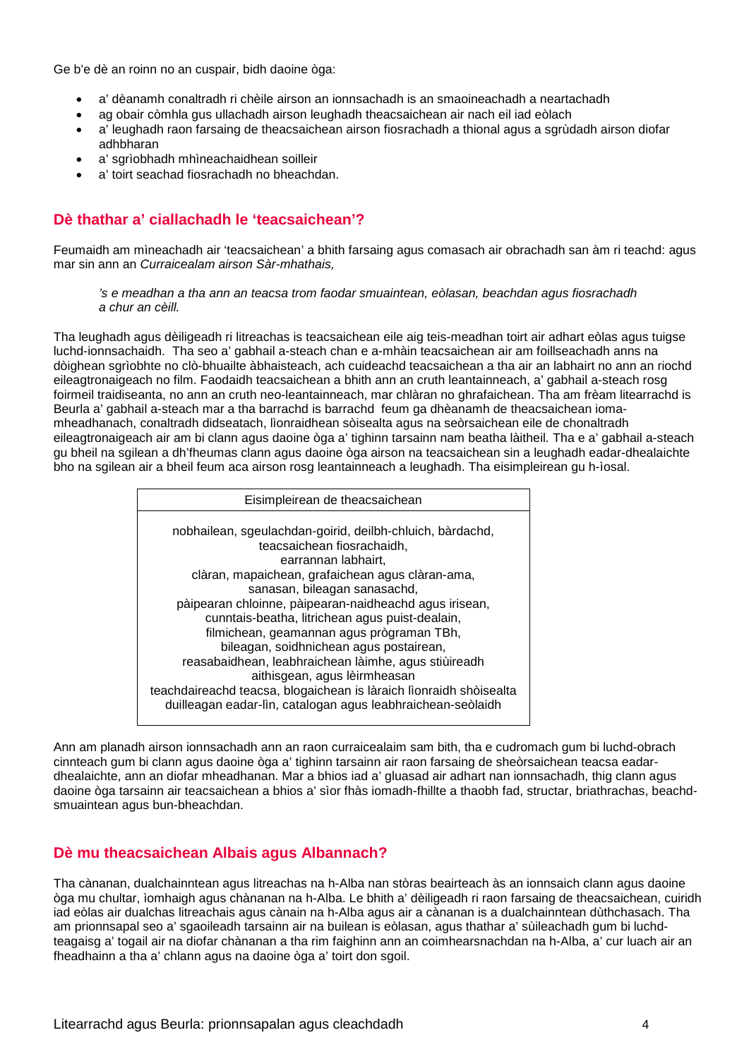Ge b'e dè an roinn no an cuspair, bidh daoine òga:

- a' dèanamh conaltradh ri chèile airson an ionnsachadh is an smaoineachadh a neartachadh
- ag obair còmhla gus ullachadh airson leughadh theacsaichean air nach eil iad eòlach
- a' leughadh raon farsaing de theacsaichean airson fiosrachadh a thional agus a sgrùdadh airson diofar adhbharan
- a' sgrìobhadh mhìneachaidhean soilleir
- a' toirt seachad fiosrachadh no bheachdan.

## Dè thathar a' ciallachadh le 'teacsaichean'?

Feumaidh am mìneachadh air 'teacsaichean' a bhith farsaing agus comasach air obrachadh san àm ri teachd: agus mar sin ann an *Curraicealam airson Sàr-mhathais,*

> *'s e meadhan a tha ann an teacsa trom faodar smuaintean, eòlasan, beachdan agus fiosrachadh a chur an cèill.*

Tha leughadh agus dèiligeadh ri litreachas is teacsaichean eile aig teis-meadhan toirt air adhart eòlas agus tuigse luchd-ionnsachaidh. Tha seo a' gabhail a-steach chan e a-mhàin teacsaichean air am foillseachadh anns na dòighean sgrìobhte no clò-bhuailte àbhaisteach, ach cuideachd teacsaichean a tha air an labhairt no ann an riochd eileagtronaigeach no film. Faodaidh teacsaichean a bhith ann an cruth leantainneach, a' gabhail a-steach rosg foirmeil traidiseanta, no ann an cruth neo-leantainneach, mar chlàran no ghrafaichean. Tha am frèam litearrachd is Beurla a' gabhail a-steach mar a tha barrachd is barrachd feum ga dhèanamh de theacsaichean ioma-mheadhanach, conaltradh didseatach, lìonraidhean sòisealta agus na seòrsaichean eile de chonaltradh eileagtronaigeach air am bi clann agus daoine òga a' tighinn tarsainn nam beatha làitheil. Tha e a' gabhail a-steach gu bheil na sgilean a dh'fheumas clann agus daoine òga airson na teacsaichean sin a leughadh eadar-dhealaichte bho na sgilean air a bheil feum aca airson rosg leantainneach a leughadh. Tha eisimpleirean gu h-ìosal.

| Eisimpleirean de theacsaichean |
|---|
| nobhailean, sgeulachdan-goirid, deilbh-chluich, bàrdachd,<br>teacsaichean fiosrachaidh,<br>earrannan labhairt,<br>clàran, mapaichean, grafaichean agus clàran-ama,<br>sanasan, bileagan sanasachd,<br>pàipearan chloinne, pàipearan-naidheachd agus irisean,<br>cunntais-beatha, litrichean agus puist-dealain,<br>filmichean, geamannan agus prògraman TBh,<br>bileagan, soidhnichean agus postairean,<br>reasabaidhean, leabhraichean làimhe, agus stiùireadh<br>aithisgean, agus lèirmheasan<br>teachdaireachd teacsa, blogaichean is làraich lìonraidh shòisealta<br>duilleagan eadar-lìn, catalogan agus leabhraichean-seòlaidh |

Ann am planadh airson ionnsachadh ann an raon curraicealaim sam bith, tha e cudromach gum bi luchd-obrach cinnteach gum bi clann agus daoine òga a' tighinn tarsainn air raon farsaing de sheòrsaichean teacsa eadar-dhealaichte, ann an diofar mheadhanan. Mar a bhios iad a' gluasad air adhart nan ionnsachadh, thig clann agus daoine òga tarsainn air teacsaichean a bhios a' sìor fhàs iomadh-fhillte a thaobh fad, structar, briathrachas, beachd-smuaintean agus bun-bheachdan.

## Dè mu theacsaichean Albais agus Albannach?

Tha cànanan, dualchainntean agus litreachas na h-Alba nan stòras beairteach às an ionnsaich clann agus daoine òga mu chultar, ìomhaigh agus chànanan na h-Alba. Le bhith a' dèiligeadh ri raon farsaing de theacsaichean, cuiridh iad eòlas air dualchas litreachais agus cànain na h-Alba agus air a cànanan is a dualchainntean dùthchasach. Tha am prionnsapal seo a' sgaoileadh tarsainn air na builean is eòlasan, agus thathar a' sùileachadh gum bi luchd-teagaisg a' togail air na diofar chànanan a tha rim faighinn ann an coimhearsnachdan na h-Alba, a' cur luach air an fheadhainn a tha a' chlann agus na daoine òga a' toirt don sgoil.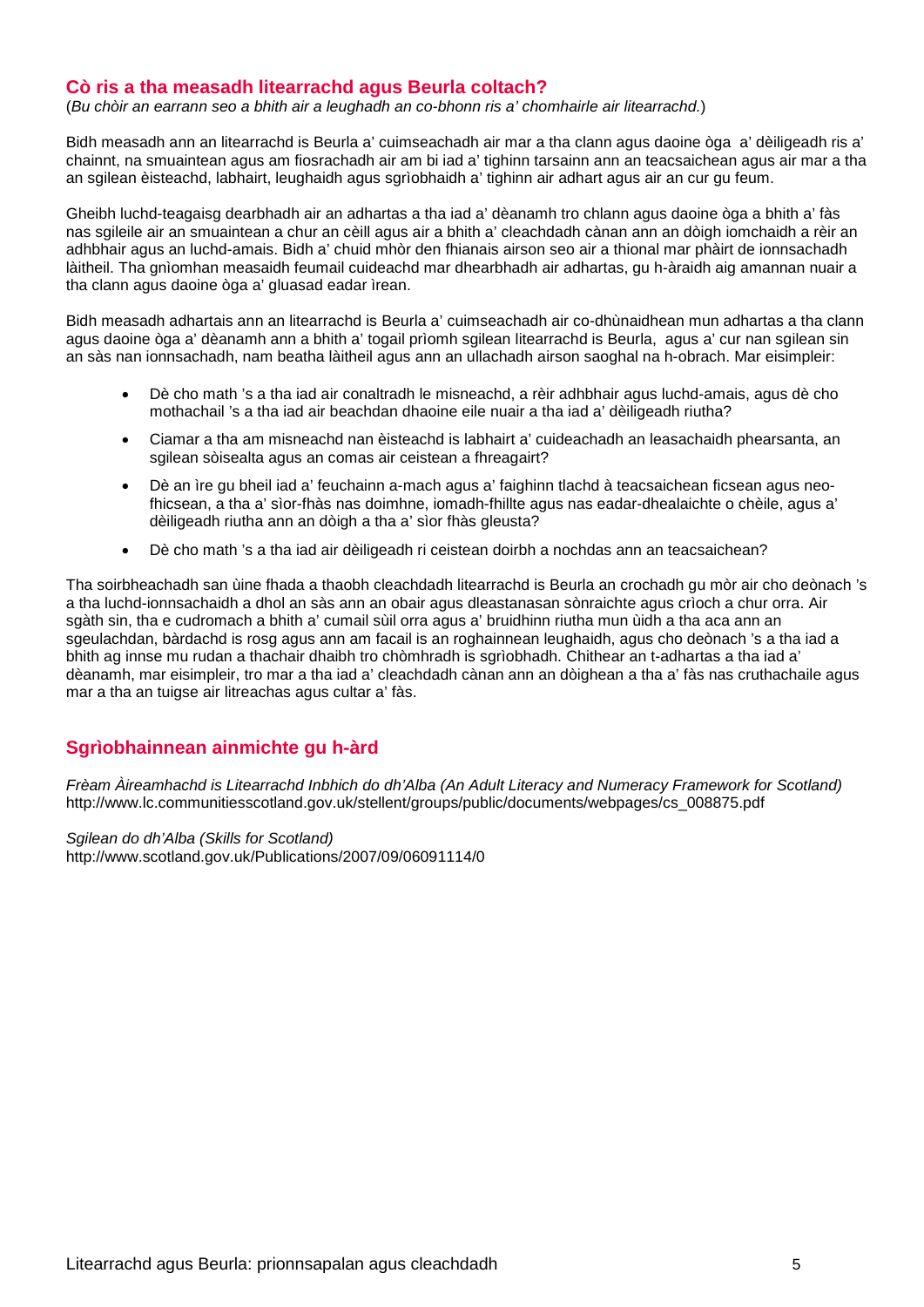## Cò ris a tha measadh litearrachd agus Beurla coltach?

(*Bu chòir an earrann seo a bhith air a leughadh an co-bhonn ris a' chomhairle air litearrachd.*)

Bidh measadh ann an litearrachd is Beurla a' cuimseachadh air mar a tha clann agus daoine òga a' dèiligeadh ris a' chainnt, na smuaintean agus am fiosrachadh air am bi iad a' tighinn tarsainn ann an teacsaichean agus air mar a tha an sgilean èisteachd, labhairt, leughaidh agus sgrìobhaidh a' tighinn air adhart agus air an cur gu feum.

Gheibh luchd-teagaisg dearbhadh air an adhartas a tha iad a' dèanamh tro chlann agus daoine òga a bhith a' fàs nas sgileile air an smuaintean a chur an cèill agus air a bhith a' cleachdadh cànan ann an dòigh iomchaidh a rèir an adhbhair agus an luchd-amais. Bidh a' chuid mhòr den fhianais airson seo air a thional mar phàirt de ionnsachadh làitheil. Tha gnìomhan measaidh feumail cuideachd mar dhearbhadh air adhartas, gu h-àraidh aig amannan nuair a tha clann agus daoine òga a' gluasad eadar ìrean.

Bidh measadh adhartais ann an litearrachd is Beurla a' cuimseachadh air co-dhùnaidhean mun adhartas a tha clann agus daoine òga a' dèanamh ann a bhith a' togail prìomh sgilean litearrachd is Beurla, agus a' cur nan sgilean sin an sàs nan ionnsachadh, nam beatha làitheil agus ann an ullachadh airson saoghal na h-obrach. Mar eisimpleir:

- Dè cho math 's a tha iad air conaltradh le misneachd, a rèir adhbhair agus luchd-amais, agus dè cho mothachail 's a tha iad air beachdan dhaoine eile nuair a tha iad a' dèiligeadh riutha?
- Ciamar a tha am misneachd nan èisteachd is labhairt a' cuideachadh an leasachaidh phearsanta, an sgilean sòisealta agus an comas air ceistean a fhreagairt?
- Dè an ìre gu bheil iad a' feuchainn a-mach agus a' faighinn tlachd à teacsaichean ficsean agus neo-fhicsean, a tha a' sìor-fhàs nas doimhne, iomadh-fhillte agus nas eadar-dhealaichte o chèile, agus a' dèiligeadh riutha ann an dòigh a tha a' sìor fhàs gleusta?
- Dè cho math 's a tha iad air dèiligeadh ri ceistean doirbh a nochdas ann an teacsaichean?

Tha soirbheachadh san ùine fhada a thaobh cleachdadh litearrachd is Beurla an crochadh gu mòr air cho deònach 's a tha luchd-ionnsachaidh a dhol an sàs ann an obair agus dleastanasan sònraichte agus crìoch a chur orra. Air sgàth sin, tha e cudromach a bhith a' cumail sùil orra agus a' bruidhinn riutha mun ùidh a tha aca ann an sgeulachdan, bàrdachd is rosg agus ann am facail is an roghainnean leughaidh, agus cho deònach 's a tha iad a bhith ag innse mu rudan a thachair dhaibh tro chòmhradh is sgrìobhadh. Chithear an t-adhartas a tha iad a' dèanamh, mar eisimpleir, tro mar a tha iad a' cleachdadh cànan ann an dòighean a tha a' fàs nas cruthachaile agus mar a tha an tuigse air litreachas agus cultar a' fàs.

## Sgrìobhainnean ainmichte gu h-àrd

*Frèam Àireamhachd is Litearrachd Inbhich do dh'Alba (An Adult Literacy and Numeracy Framework for Scotland)*
http://www.lc.communitiesscotland.gov.uk/stellent/groups/public/documents/webpages/cs_008875.pdf

*Sgilean do dh'Alba (Skills for Scotland)*
http://www.scotland.gov.uk/Publications/2007/09/06091114/0